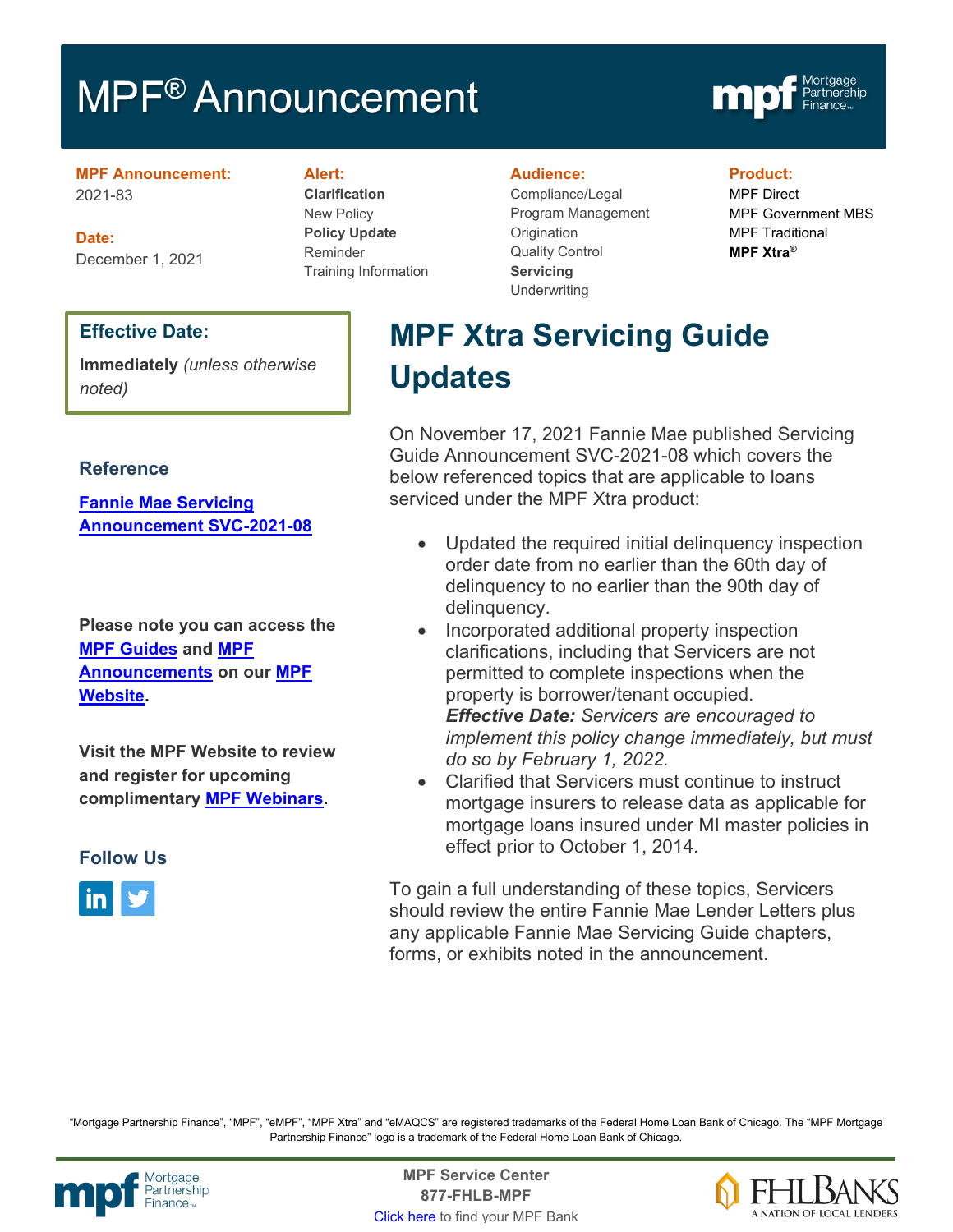# MPF® Announcement

**MPF Announcement:**
2021-83

**Date:**
December 1, 2021

**Alert:**
**Clarification**
New Policy
**Policy Update**
Reminder
Training Information

**Audience:**
Compliance/Legal
Program Management
Origination
Quality Control
**Servicing**
Underwriting

**Product:**
MPF Direct
MPF Government MBS
MPF Traditional
**MPF Xtra®**

**Effective Date:**

**Immediately** *(unless otherwise noted)*

## Reference

**Fannie Mae Servicing Announcement SVC-2021-08**

**Please note you can access the MPF Guides and MPF Announcements on our MPF Website.**

**Visit the MPF Website to review and register for upcoming complimentary MPF Webinars.**

## Follow Us

# MPF Xtra Servicing Guide Updates

On November 17, 2021 Fannie Mae published Servicing Guide Announcement SVC-2021-08 which covers the below referenced topics that are applicable to loans serviced under the MPF Xtra product:

- Updated the required initial delinquency inspection order date from no earlier than the 60th day of delinquency to no earlier than the 90th day of delinquency.
- Incorporated additional property inspection clarifications, including that Servicers are not permitted to complete inspections when the property is borrower/tenant occupied.
  ***Effective Date:*** *Servicers are encouraged to implement this policy change immediately, but must do so by February 1, 2022.*
- Clarified that Servicers must continue to instruct mortgage insurers to release data as applicable for mortgage loans insured under MI master policies in effect prior to October 1, 2014.

To gain a full understanding of these topics, Servicers should review the entire Fannie Mae Lender Letters plus any applicable Fannie Mae Servicing Guide chapters, forms, or exhibits noted in the announcement.

"Mortgage Partnership Finance", "MPF", "eMPF", "MPF Xtra" and "eMAQCS" are registered trademarks of the Federal Home Loan Bank of Chicago. The "MPF Mortgage Partnership Finance" logo is a trademark of the Federal Home Loan Bank of Chicago.

**MPF Service Center**
**877-FHLB-MPF**
Click here to find your MPF Bank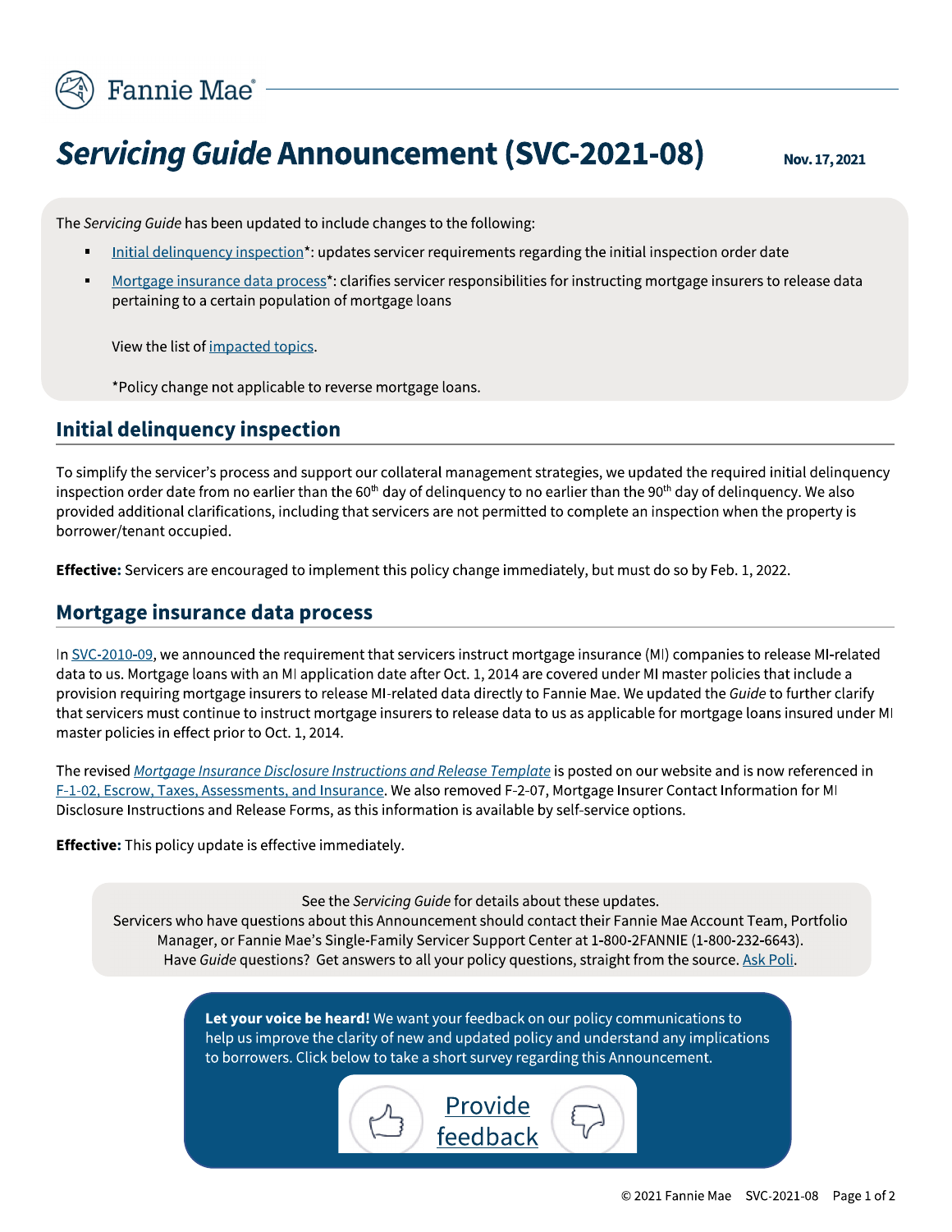# *Servicing Guide* Announcement (SVC-2021-08)

**Nov. 17, 2021**

The *Servicing Guide* has been updated to include changes to the following:

- Initial delinquency inspection*: updates servicer requirements regarding the initial inspection order date
- Mortgage insurance data process*: clarifies servicer responsibilities for instructing mortgage insurers to release data pertaining to a certain population of mortgage loans

  View the list of impacted topics.

  *Policy change not applicable to reverse mortgage loans.

## Initial delinquency inspection

To simplify the servicer's process and support our collateral management strategies, we updated the required initial delinquency inspection order date from no earlier than the 60th day of delinquency to no earlier than the 90th day of delinquency. We also provided additional clarifications, including that servicers are not permitted to complete an inspection when the property is borrower/tenant occupied.

**Effective:** Servicers are encouraged to implement this policy change immediately, but must do so by Feb. 1, 2022.

## Mortgage insurance data process

In SVC-2010-09, we announced the requirement that servicers instruct mortgage insurance (MI) companies to release MI-related data to us. Mortgage loans with an MI application date after Oct. 1, 2014 are covered under MI master policies that include a provision requiring mortgage insurers to release MI-related data directly to Fannie Mae. We updated the *Guide* to further clarify that servicers must continue to instruct mortgage insurers to release data to us as applicable for mortgage loans insured under MI master policies in effect prior to Oct. 1, 2014.

The revised *Mortgage Insurance Disclosure Instructions and Release Template* is posted on our website and is now referenced in F-1-02, Escrow, Taxes, Assessments, and Insurance. We also removed F-2-07, Mortgage Insurer Contact Information for MI Disclosure Instructions and Release Forms, as this information is available by self-service options.

**Effective:** This policy update is effective immediately.

See the *Servicing Guide* for details about these updates.
Servicers who have questions about this Announcement should contact their Fannie Mae Account Team, Portfolio Manager, or Fannie Mae's Single-Family Servicer Support Center at 1-800-2FANNIE (1-800-232-6643).
Have *Guide* questions? Get answers to all your policy questions, straight from the source. Ask Poli.

**Let your voice be heard!** We want your feedback on our policy communications to help us improve the clarity of new and updated policy and understand any implications to borrowers. Click below to take a short survey regarding this Announcement.

Provide feedback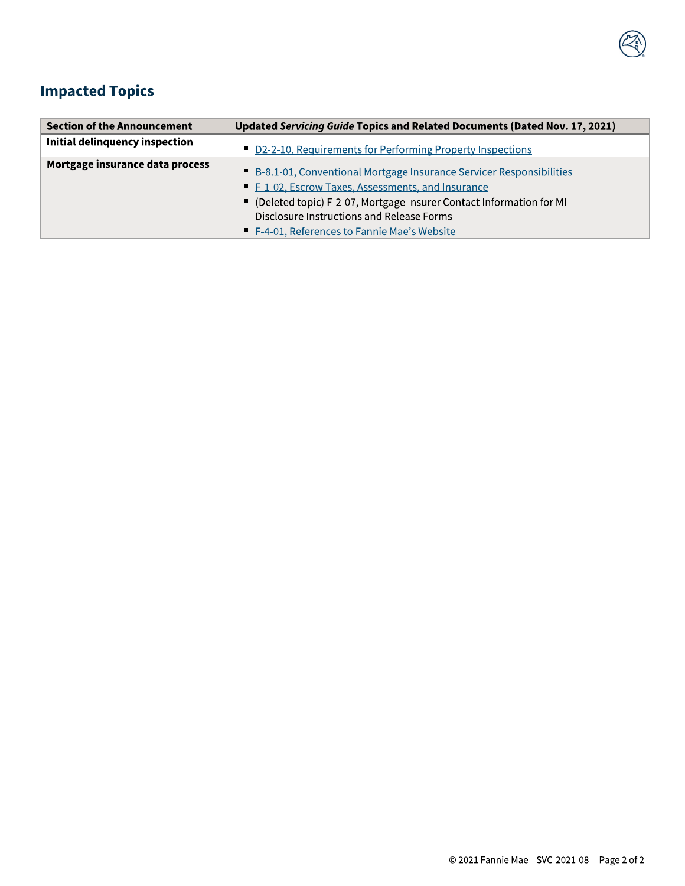## Impacted Topics

| Section of the Announcement | Updated *Servicing Guide* Topics and Related Documents (Dated Nov. 17, 2021) |
|---|---|
| **Initial delinquency inspection** | ▪ D2-2-10, Requirements for Performing Property Inspections |
| **Mortgage insurance data process** | ▪ B-8.1-01, Conventional Mortgage Insurance Servicer Responsibilities<br>▪ F-1-02, Escrow Taxes, Assessments, and Insurance<br>▪ (Deleted topic) F-2-07, Mortgage Insurer Contact Information for MI Disclosure Instructions and Release Forms<br>▪ F-4-01, References to Fannie Mae's Website |

© 2021 Fannie Mae SVC-2021-08